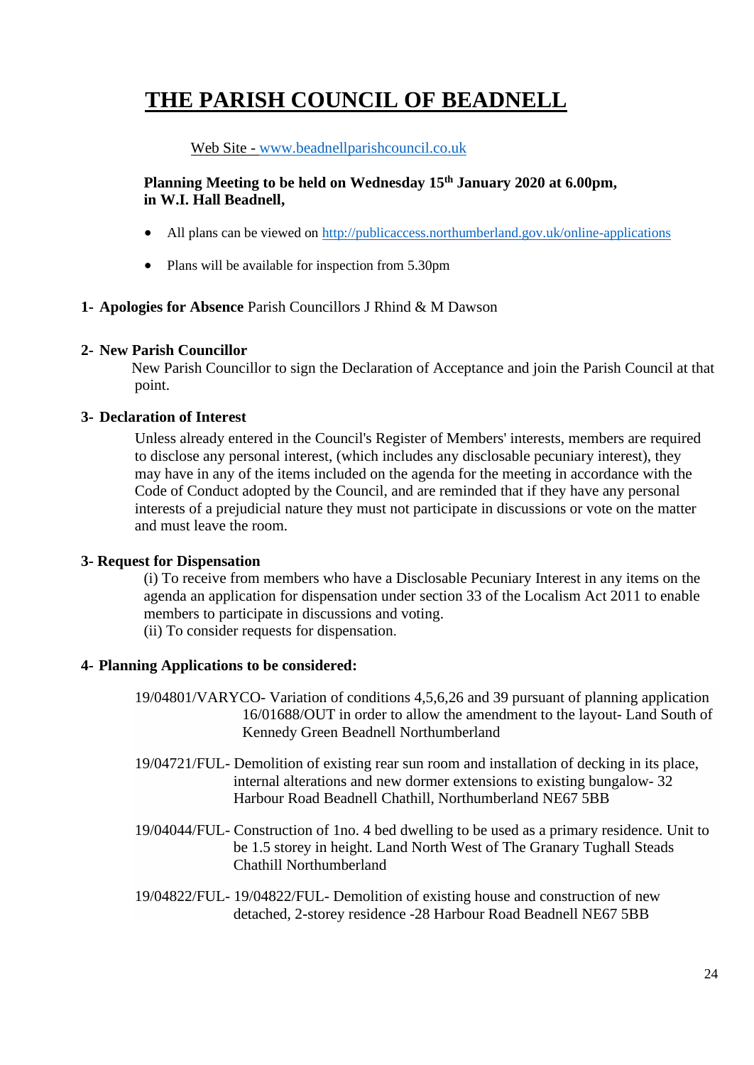# THE PARISH COUNCIL OF BEADNELL

Web Site - www.beadnellparishcouncil.co.uk

**Planning Meeting to be held on Wednesday 15th January 2020 at 6.00pm, in W.I. Hall Beadnell,**

- All plans can be viewed on http://publicaccess.northumberland.gov.uk/online-applications
- Plans will be available for inspection from 5.30pm

**1- Apologies for Absence** Parish Councillors J Rhind & M Dawson

**2- New Parish Councillor**

New Parish Councillor to sign the Declaration of Acceptance and join the Parish Council at that point.

**3- Declaration of Interest**

Unless already entered in the Council's Register of Members' interests, members are required to disclose any personal interest, (which includes any disclosable pecuniary interest), they may have in any of the items included on the agenda for the meeting in accordance with the Code of Conduct adopted by the Council, and are reminded that if they have any personal interests of a prejudicial nature they must not participate in discussions or vote on the matter and must leave the room.

**3- Request for Dispensation**

(i) To receive from members who have a Disclosable Pecuniary Interest in any items on the agenda an application for dispensation under section 33 of the Localism Act 2011 to enable members to participate in discussions and voting.
(ii) To consider requests for dispensation.

**4- Planning Applications to be considered:**

19/04801/VARYCO- Variation of conditions 4,5,6,26 and 39 pursuant of planning application 16/01688/OUT in order to allow the amendment to the layout- Land South of Kennedy Green Beadnell Northumberland

19/04721/FUL- Demolition of existing rear sun room and installation of decking in its place, internal alterations and new dormer extensions to existing bungalow- 32 Harbour Road Beadnell Chathill, Northumberland NE67 5BB

19/04044/FUL- Construction of 1no. 4 bed dwelling to be used as a primary residence. Unit to be 1.5 storey in height. Land North West of The Granary Tughall Steads Chathill Northumberland

19/04822/FUL- 19/04822/FUL- Demolition of existing house and construction of new detached, 2-storey residence -28 Harbour Road Beadnell NE67 5BB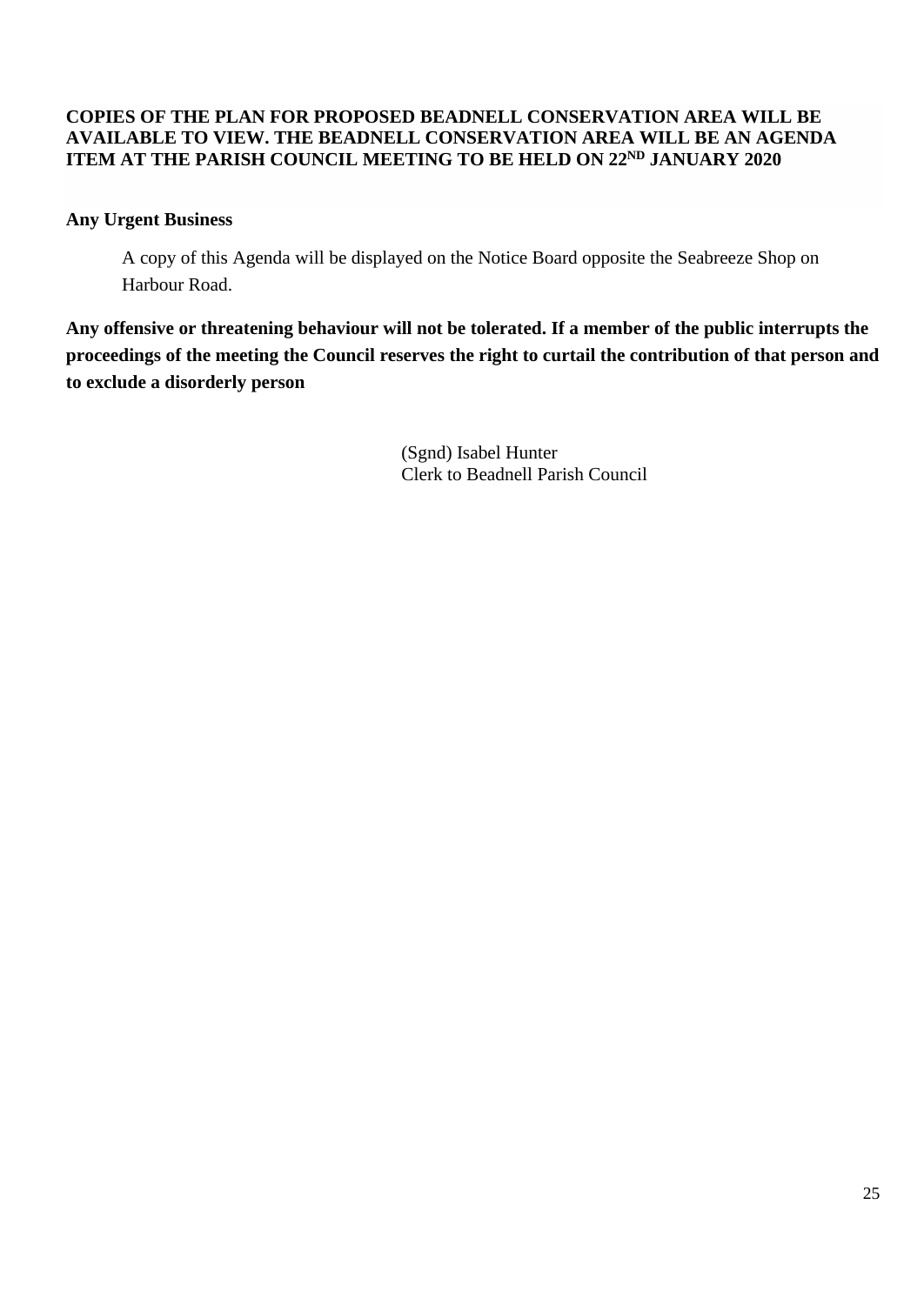**COPIES OF THE PLAN FOR PROPOSED BEADNELL CONSERVATION AREA WILL BE AVAILABLE TO VIEW. THE BEADNELL CONSERVATION AREA WILL BE AN AGENDA ITEM AT THE PARISH COUNCIL MEETING TO BE HELD ON 22ND JANUARY 2020**

**Any Urgent Business**

A copy of this Agenda will be displayed on the Notice Board opposite the Seabreeze Shop on Harbour Road.

**Any offensive or threatening behaviour will not be tolerated. If a member of the public interrupts the proceedings of the meeting the Council reserves the right to curtail the contribution of that person and to exclude a disorderly person**

(Sgnd) Isabel Hunter
Clerk to Beadnell Parish Council